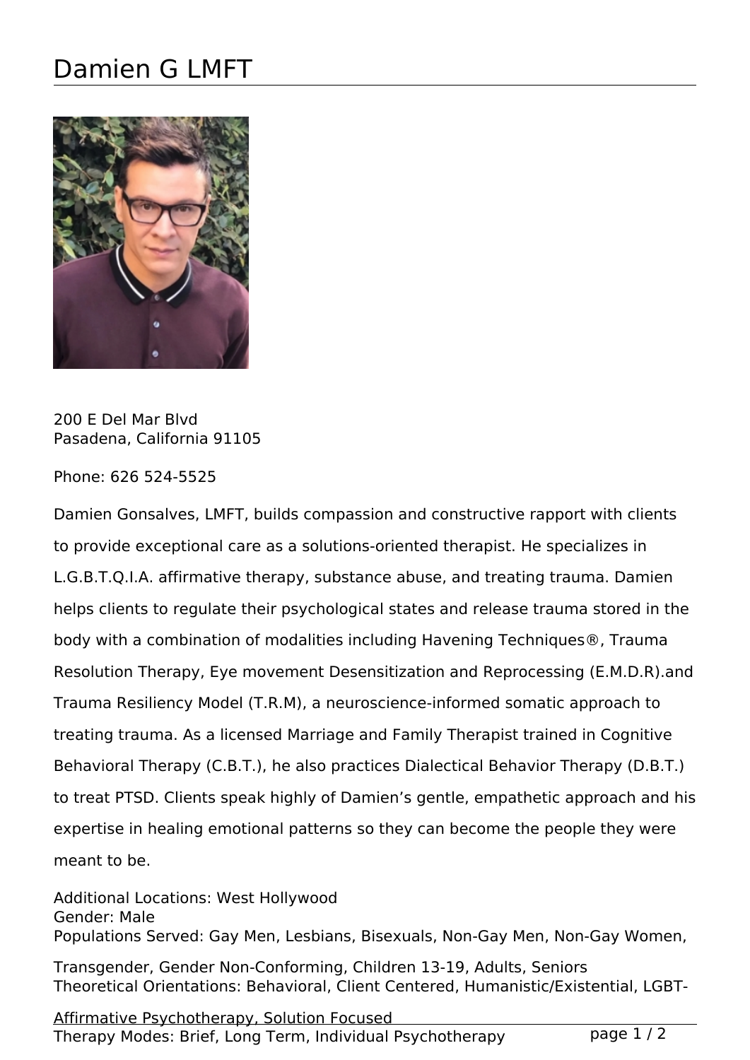# Damien G LMFT

200 E Del Mar Blvd
Pasadena, California 91105

Phone: 626 524-5525

Damien Gonsalves, LMFT, builds compassion and constructive rapport with clients to provide exceptional care as a solutions-oriented therapist. He specializes in L.G.B.T.Q.I.A. affirmative therapy, substance abuse, and treating trauma. Damien helps clients to regulate their psychological states and release trauma stored in the body with a combination of modalities including Havening Techniques®, Trauma Resolution Therapy, Eye movement Desensitization and Reprocessing (E.M.D.R).and Trauma Resiliency Model (T.R.M), a neuroscience-informed somatic approach to treating trauma. As a licensed Marriage and Family Therapist trained in Cognitive Behavioral Therapy (C.B.T.), he also practices Dialectical Behavior Therapy (D.B.T.) to treat PTSD. Clients speak highly of Damien's gentle, empathetic approach and his expertise in healing emotional patterns so they can become the people they were meant to be.

Additional Locations: West Hollywood
Gender: Male
Populations Served: Gay Men, Lesbians, Bisexuals, Non-Gay Men, Non-Gay Women, Transgender, Gender Non-Conforming, Children 13-19, Adults, Seniors
Theoretical Orientations: Behavioral, Client Centered, Humanistic/Existential, LGBT-Affirmative Psychotherapy, Solution Focused
Therapy Modes: Brief, Long Term, Individual Psychotherapy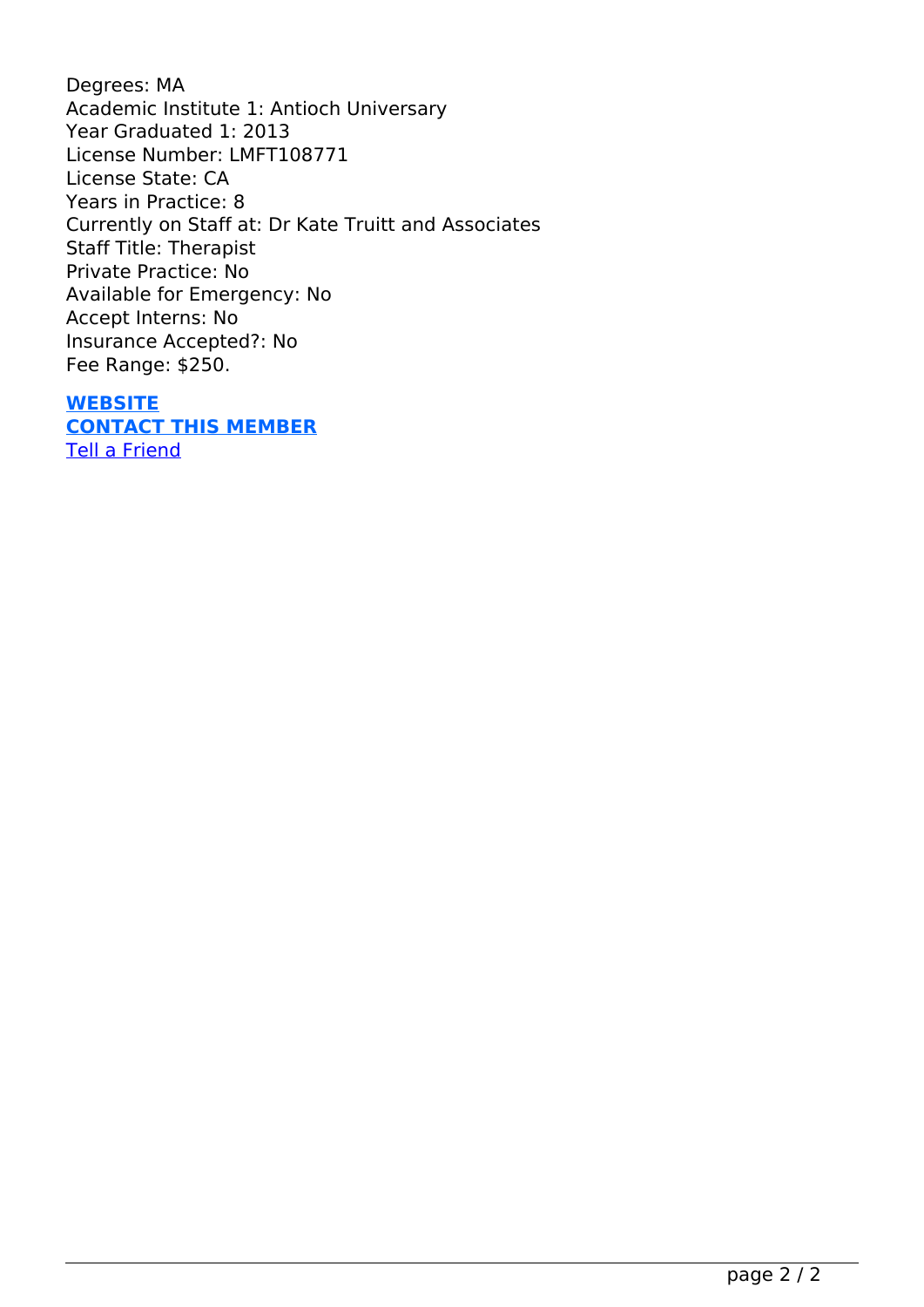Degrees: MA
Academic Institute 1: Antioch Universary
Year Graduated 1: 2013
License Number: LMFT108771
License State: CA
Years in Practice: 8
Currently on Staff at: Dr Kate Truitt and Associates
Staff Title: Therapist
Private Practice: No
Available for Emergency: No
Accept Interns: No
Insurance Accepted?: No
Fee Range: $250.

**WEBSITE**
**CONTACT THIS MEMBER**
Tell a Friend